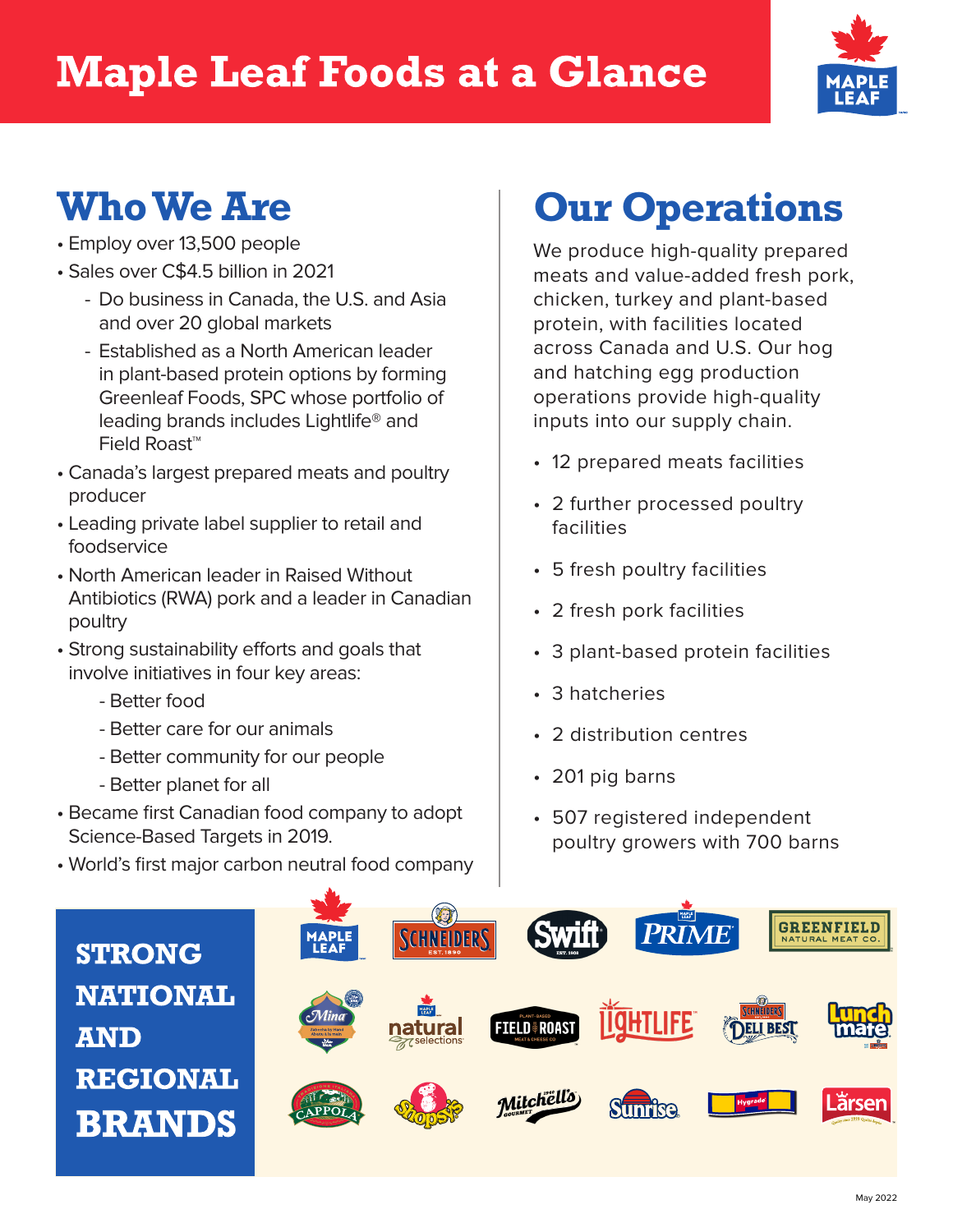# Maple Leaf Foods at a Glance

## Who We Are

- Employ over 13,500 people
- Sales over C$4.5 billion in 2021
  - Do business in Canada, the U.S. and Asia and over 20 global markets
  - Established as a North American leader in plant-based protein options by forming Greenleaf Foods, SPC whose portfolio of leading brands includes Lightlife® and Field Roast™
- Canada's largest prepared meats and poultry producer
- Leading private label supplier to retail and foodservice
- North American leader in Raised Without Antibiotics (RWA) pork and a leader in Canadian poultry
- Strong sustainability efforts and goals that involve initiatives in four key areas:
  - Better food
  - Better care for our animals
  - Better community for our people
  - Better planet for all
- Became first Canadian food company to adopt Science-Based Targets in 2019.
- World's first major carbon neutral food company

## Our Operations

We produce high-quality prepared meats and value-added fresh pork, chicken, turkey and plant-based protein, with facilities located across Canada and U.S. Our hog and hatching egg production operations provide high-quality inputs into our supply chain.

- 12 prepared meats facilities
- 2 further processed poultry facilities
- 5 fresh poultry facilities
- 2 fresh pork facilities
- 3 plant-based protein facilities
- 3 hatcheries
- 2 distribution centres
- 201 pig barns
- 507 registered independent poultry growers with 700 barns

## STRONG NATIONAL AND REGIONAL BRANDS

Maple Leaf, Schneiders, Swift, Prime, Greenfield Natural Meat Co., Mina, Natural Selections, Field Roast, Lightlife, Schneiders Deli Best, Lunch Mate, Cappola, Shopsy's, Mitchell's Gourmet, Sunrise, Hygrade, Larsen

May 2022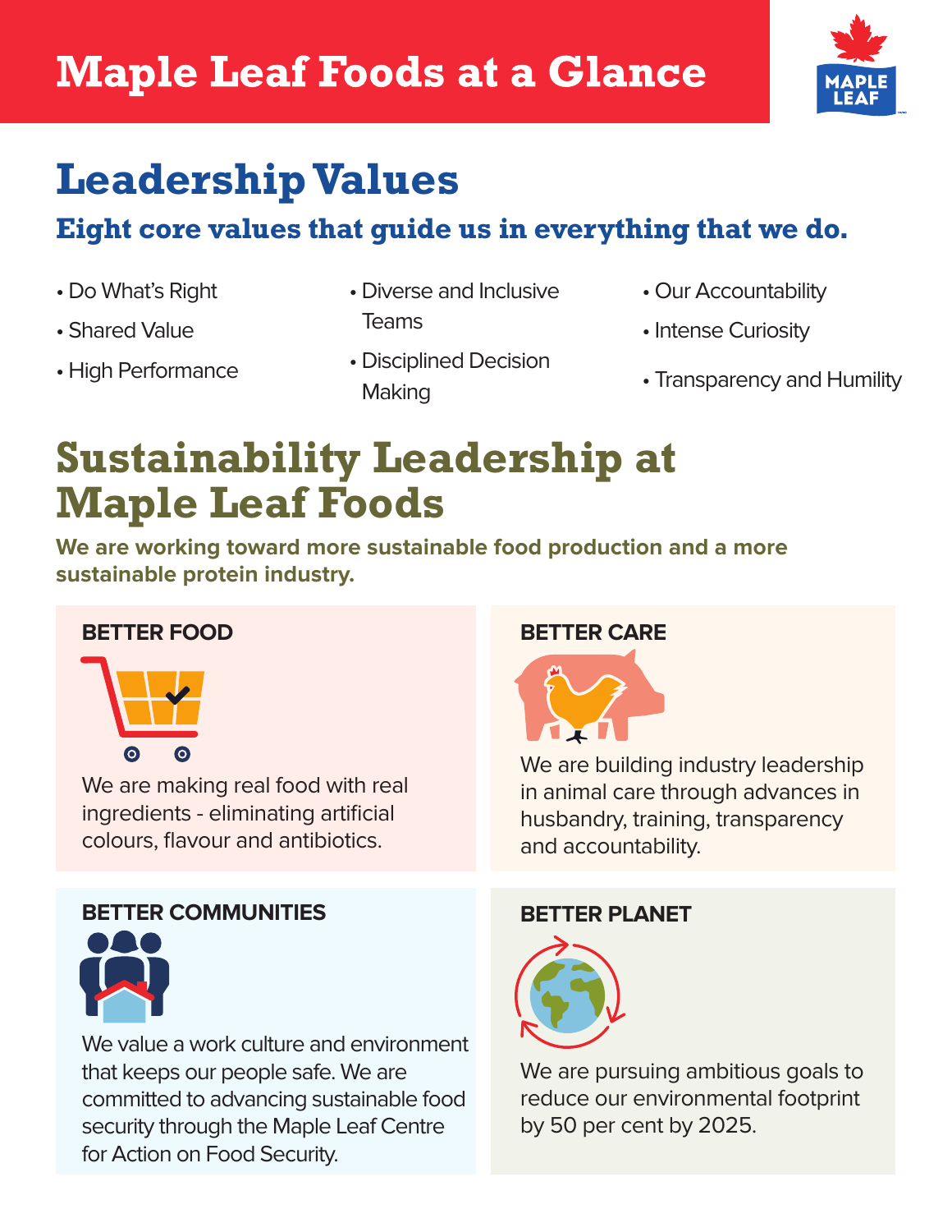# Maple Leaf Foods at a Glance

## Leadership Values

### Eight core values that guide us in everything that we do.

- Do What's Right
- Shared Value
- High Performance
- Diverse and Inclusive Teams
- Disciplined Decision Making
- Our Accountability
- Intense Curiosity
- Transparency and Humility

## Sustainability Leadership at Maple Leaf Foods

**We are working toward more sustainable food production and a more sustainable protein industry.**

### BETTER FOOD

We are making real food with real ingredients - eliminating artificial colours, flavour and antibiotics.

### BETTER CARE

We are building industry leadership in animal care through advances in husbandry, training, transparency and accountability.

### BETTER COMMUNITIES

We value a work culture and environment that keeps our people safe. We are committed to advancing sustainable food security through the Maple Leaf Centre for Action on Food Security.

### BETTER PLANET

We are pursuing ambitious goals to reduce our environmental footprint by 50 per cent by 2025.